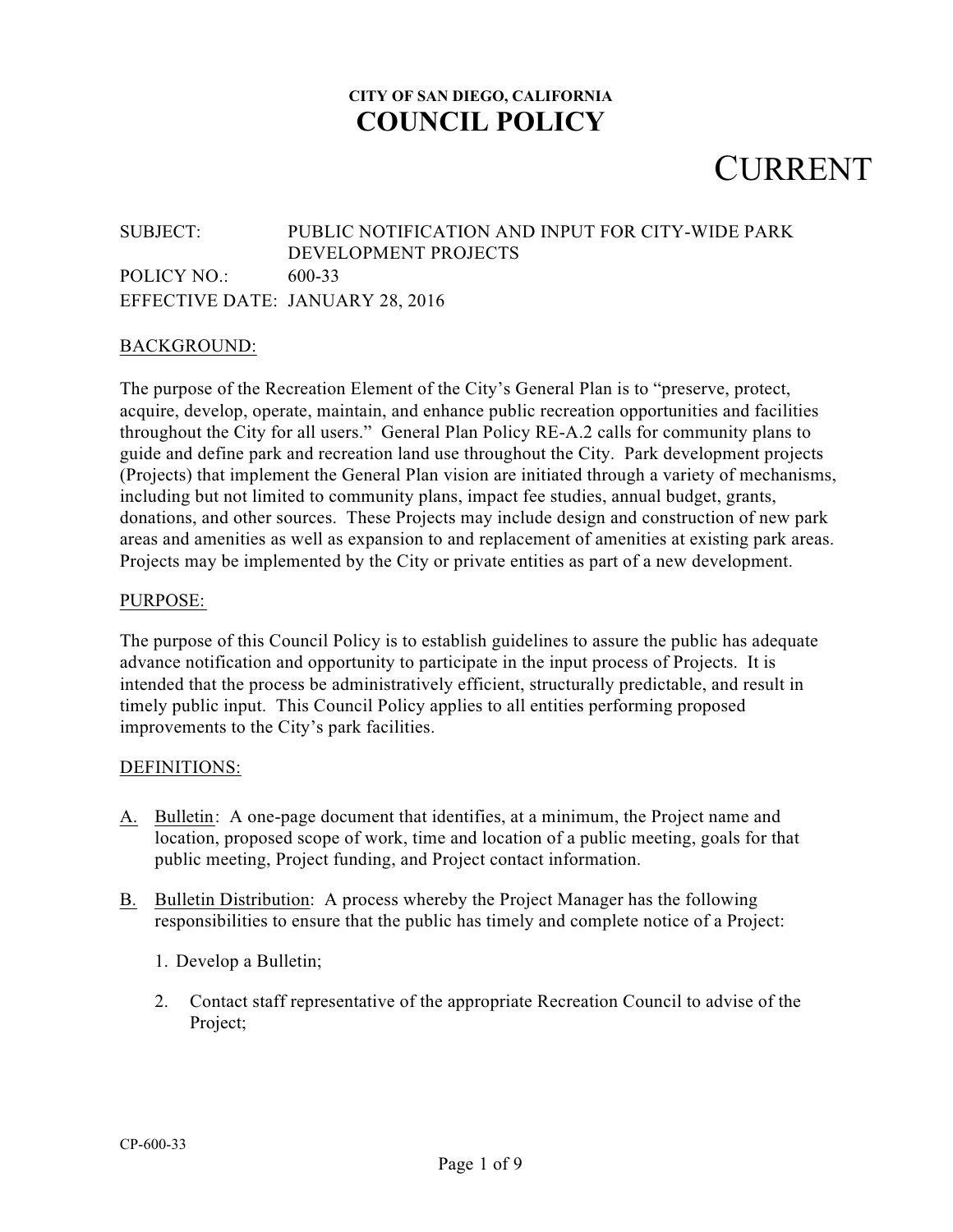**CITY OF SAN DIEGO, CALIFORNIA**

# COUNCIL POLICY

# CURRENT

SUBJECT: PUBLIC NOTIFICATION AND INPUT FOR CITY-WIDE PARK DEVELOPMENT PROJECTS
POLICY NO.: 600-33
EFFECTIVE DATE: JANUARY 28, 2016

## BACKGROUND:

The purpose of the Recreation Element of the City's General Plan is to "preserve, protect, acquire, develop, operate, maintain, and enhance public recreation opportunities and facilities throughout the City for all users." General Plan Policy RE-A.2 calls for community plans to guide and define park and recreation land use throughout the City. Park development projects (Projects) that implement the General Plan vision are initiated through a variety of mechanisms, including but not limited to community plans, impact fee studies, annual budget, grants, donations, and other sources. These Projects may include design and construction of new park areas and amenities as well as expansion to and replacement of amenities at existing park areas. Projects may be implemented by the City or private entities as part of a new development.

## PURPOSE:

The purpose of this Council Policy is to establish guidelines to assure the public has adequate advance notification and opportunity to participate in the input process of Projects. It is intended that the process be administratively efficient, structurally predictable, and result in timely public input. This Council Policy applies to all entities performing proposed improvements to the City's park facilities.

## DEFINITIONS:

A. Bulletin: A one-page document that identifies, at a minimum, the Project name and location, proposed scope of work, time and location of a public meeting, goals for that public meeting, Project funding, and Project contact information.

B. Bulletin Distribution: A process whereby the Project Manager has the following responsibilities to ensure that the public has timely and complete notice of a Project:

   1. Develop a Bulletin;

   2. Contact staff representative of the appropriate Recreation Council to advise of the Project;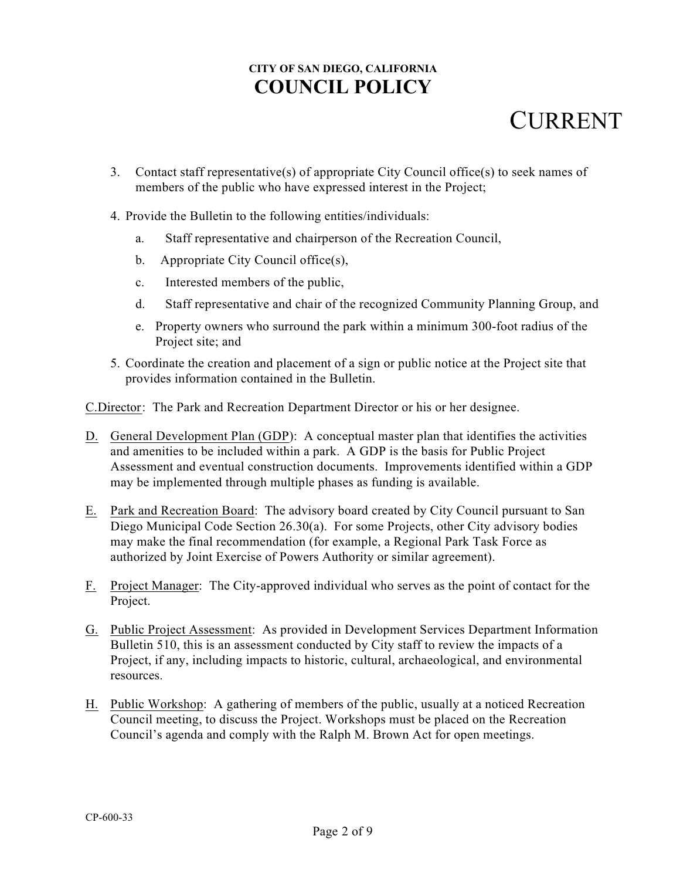3. Contact staff representative(s) of appropriate City Council office(s) to seek names of members of the public who have expressed interest in the Project;

4. Provide the Bulletin to the following entities/individuals:

   a. Staff representative and chairperson of the Recreation Council,

   b. Appropriate City Council office(s),

   c. Interested members of the public,

   d. Staff representative and chair of the recognized Community Planning Group, and

   e. Property owners who surround the park within a minimum 300-foot radius of the Project site; and

5. Coordinate the creation and placement of a sign or public notice at the Project site that provides information contained in the Bulletin.

C. Director: The Park and Recreation Department Director or his or her designee.

D. General Development Plan (GDP): A conceptual master plan that identifies the activities and amenities to be included within a park. A GDP is the basis for Public Project Assessment and eventual construction documents. Improvements identified within a GDP may be implemented through multiple phases as funding is available.

E. Park and Recreation Board: The advisory board created by City Council pursuant to San Diego Municipal Code Section 26.30(a). For some Projects, other City advisory bodies may make the final recommendation (for example, a Regional Park Task Force as authorized by Joint Exercise of Powers Authority or similar agreement).

F. Project Manager: The City-approved individual who serves as the point of contact for the Project.

G. Public Project Assessment: As provided in Development Services Department Information Bulletin 510, this is an assessment conducted by City staff to review the impacts of a Project, if any, including impacts to historic, cultural, archaeological, and environmental resources.

H. Public Workshop: A gathering of members of the public, usually at a noticed Recreation Council meeting, to discuss the Project. Workshops must be placed on the Recreation Council's agenda and comply with the Ralph M. Brown Act for open meetings.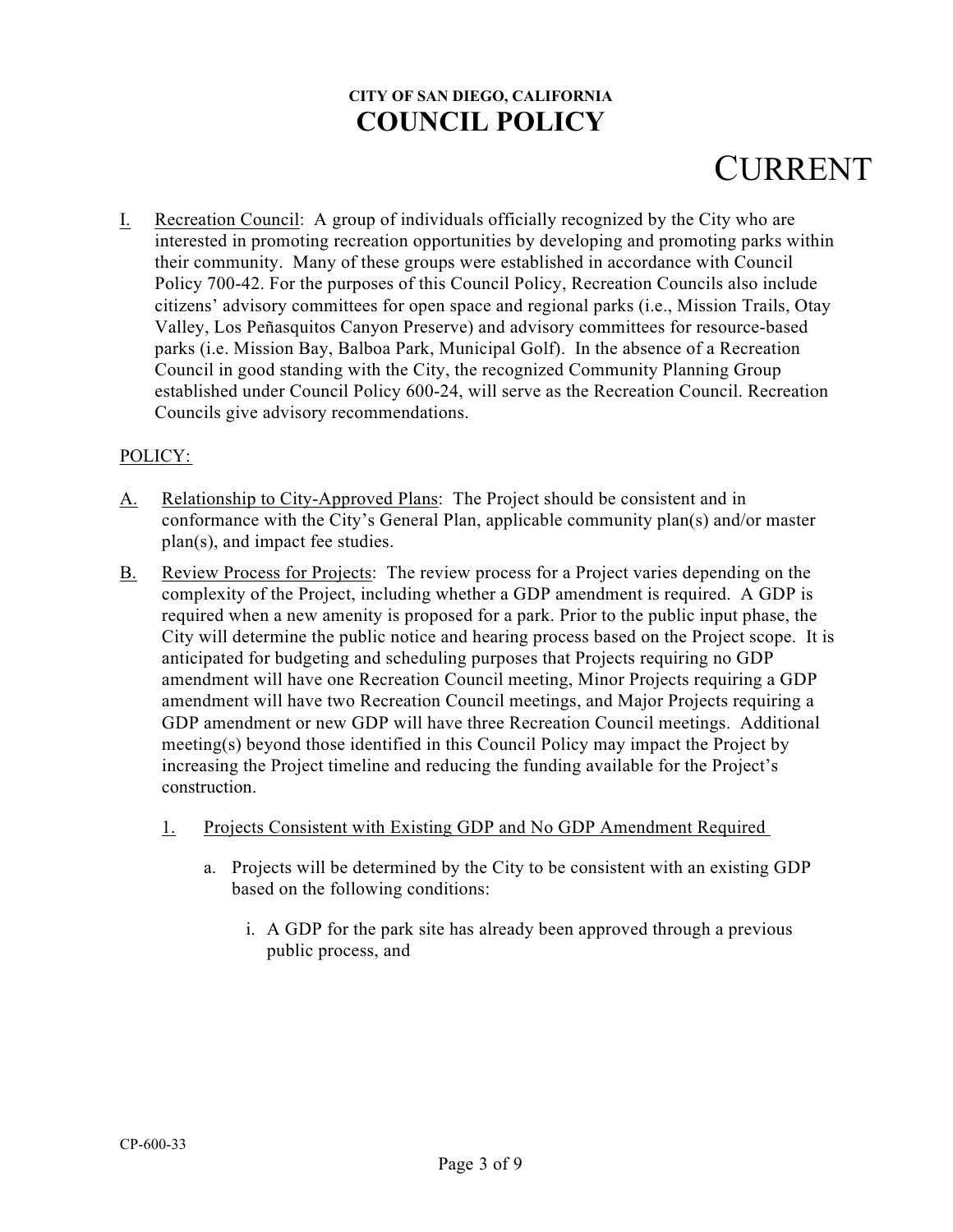# CITY OF SAN DIEGO, CALIFORNIA
# COUNCIL POLICY

CURRENT

I. Recreation Council: A group of individuals officially recognized by the City who are interested in promoting recreation opportunities by developing and promoting parks within their community. Many of these groups were established in accordance with Council Policy 700-42. For the purposes of this Council Policy, Recreation Councils also include citizens' advisory committees for open space and regional parks (i.e., Mission Trails, Otay Valley, Los Peñasquitos Canyon Preserve) and advisory committees for resource-based parks (i.e. Mission Bay, Balboa Park, Municipal Golf). In the absence of a Recreation Council in good standing with the City, the recognized Community Planning Group established under Council Policy 600-24, will serve as the Recreation Council. Recreation Councils give advisory recommendations.

POLICY:

A. Relationship to City-Approved Plans: The Project should be consistent and in conformance with the City's General Plan, applicable community plan(s) and/or master plan(s), and impact fee studies.

B. Review Process for Projects: The review process for a Project varies depending on the complexity of the Project, including whether a GDP amendment is required. A GDP is required when a new amenity is proposed for a park. Prior to the public input phase, the City will determine the public notice and hearing process based on the Project scope. It is anticipated for budgeting and scheduling purposes that Projects requiring no GDP amendment will have one Recreation Council meeting, Minor Projects requiring a GDP amendment will have two Recreation Council meetings, and Major Projects requiring a GDP amendment or new GDP will have three Recreation Council meetings. Additional meeting(s) beyond those identified in this Council Policy may impact the Project by increasing the Project timeline and reducing the funding available for the Project's construction.

1. Projects Consistent with Existing GDP and No GDP Amendment Required

   a. Projects will be determined by the City to be consistent with an existing GDP based on the following conditions:

      i. A GDP for the park site has already been approved through a previous public process, and

CP-600-33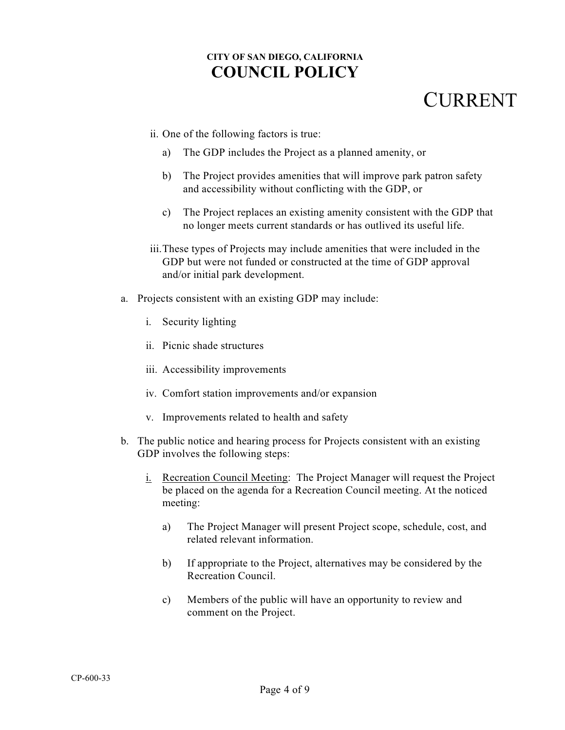ii. One of the following factors is true:

   a) The GDP includes the Project as a planned amenity, or

   b) The Project provides amenities that will improve park patron safety and accessibility without conflicting with the GDP, or

   c) The Project replaces an existing amenity consistent with the GDP that no longer meets current standards or has outlived its useful life.

iii. These types of Projects may include amenities that were included in the GDP but were not funded or constructed at the time of GDP approval and/or initial park development.

a. Projects consistent with an existing GDP may include:

   i. Security lighting

   ii. Picnic shade structures

   iii. Accessibility improvements

   iv. Comfort station improvements and/or expansion

   v. Improvements related to health and safety

b. The public notice and hearing process for Projects consistent with an existing GDP involves the following steps:

   i. Recreation Council Meeting: The Project Manager will request the Project be placed on the agenda for a Recreation Council meeting. At the noticed meeting:

      a) The Project Manager will present Project scope, schedule, cost, and related relevant information.

      b) If appropriate to the Project, alternatives may be considered by the Recreation Council.

      c) Members of the public will have an opportunity to review and comment on the Project.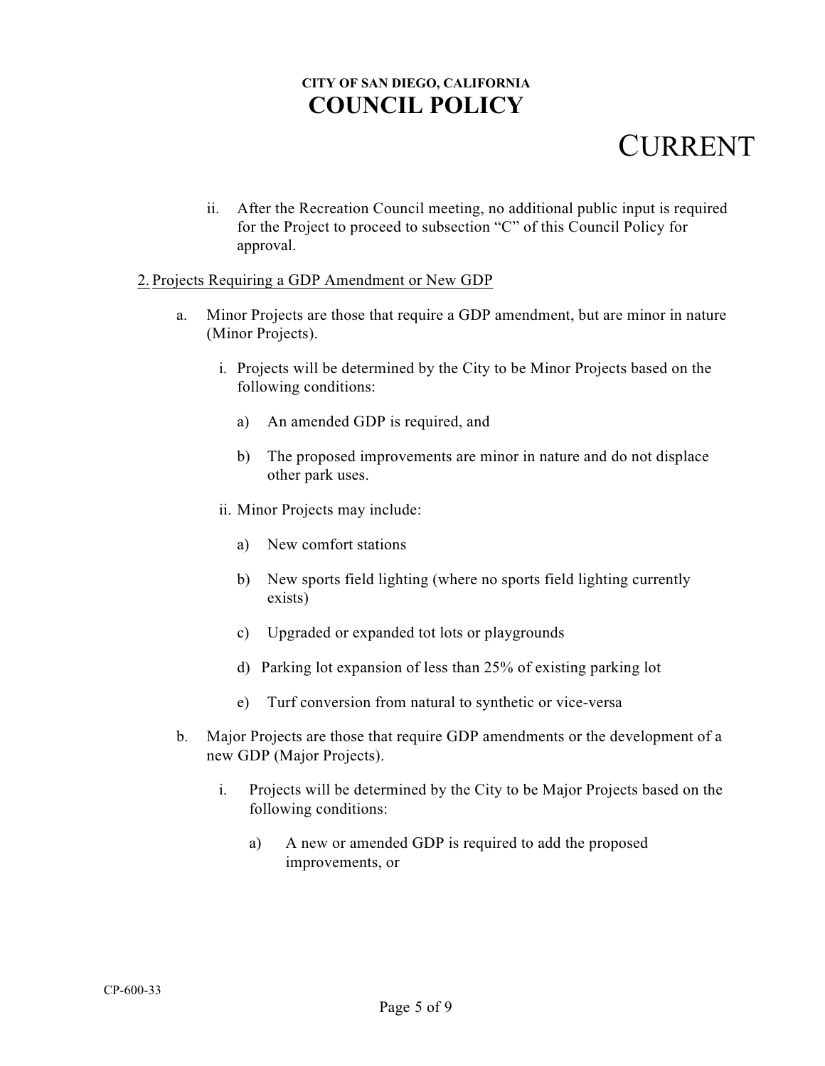ii. After the Recreation Council meeting, no additional public input is required for the Project to proceed to subsection "C" of this Council Policy for approval.

2. Projects Requiring a GDP Amendment or New GDP

   a. Minor Projects are those that require a GDP amendment, but are minor in nature (Minor Projects).

      i. Projects will be determined by the City to be Minor Projects based on the following conditions:

         a) An amended GDP is required, and

         b) The proposed improvements are minor in nature and do not displace other park uses.

      ii. Minor Projects may include:

         a) New comfort stations

         b) New sports field lighting (where no sports field lighting currently exists)

         c) Upgraded or expanded tot lots or playgrounds

         d) Parking lot expansion of less than 25% of existing parking lot

         e) Turf conversion from natural to synthetic or vice-versa

   b. Major Projects are those that require GDP amendments or the development of a new GDP (Major Projects).

      i. Projects will be determined by the City to be Major Projects based on the following conditions:

         a) A new or amended GDP is required to add the proposed improvements, or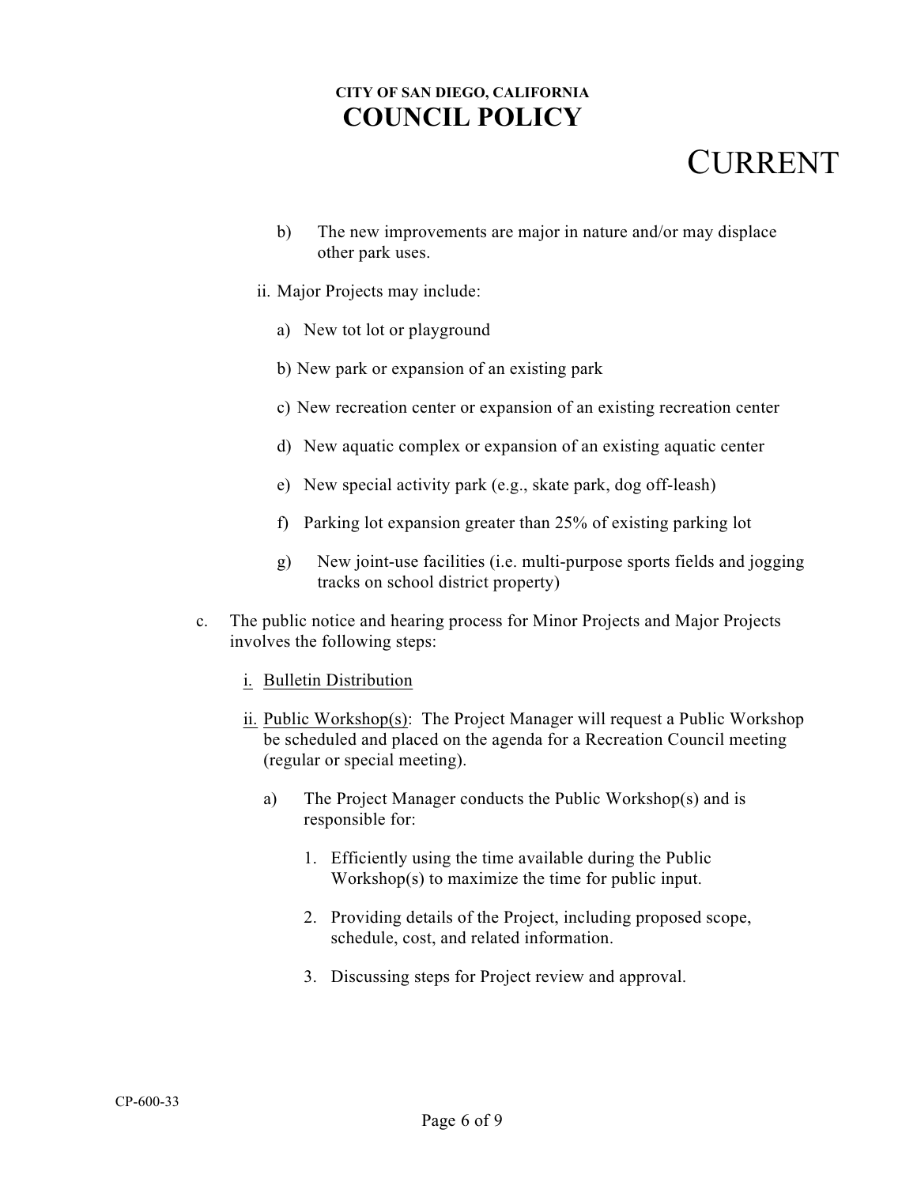b) The new improvements are major in nature and/or may displace other park uses.

ii. Major Projects may include:

a) New tot lot or playground

b) New park or expansion of an existing park

c) New recreation center or expansion of an existing recreation center

d) New aquatic complex or expansion of an existing aquatic center

e) New special activity park (e.g., skate park, dog off-leash)

f) Parking lot expansion greater than 25% of existing parking lot

g) New joint-use facilities (i.e. multi-purpose sports fields and jogging tracks on school district property)

c. The public notice and hearing process for Minor Projects and Major Projects involves the following steps:

i. <u>Bulletin Distribution</u>

ii. <u>Public Workshop(s)</u>: The Project Manager will request a Public Workshop be scheduled and placed on the agenda for a Recreation Council meeting (regular or special meeting).

a) The Project Manager conducts the Public Workshop(s) and is responsible for:

1. Efficiently using the time available during the Public Workshop(s) to maximize the time for public input.

2. Providing details of the Project, including proposed scope, schedule, cost, and related information.

3. Discussing steps for Project review and approval.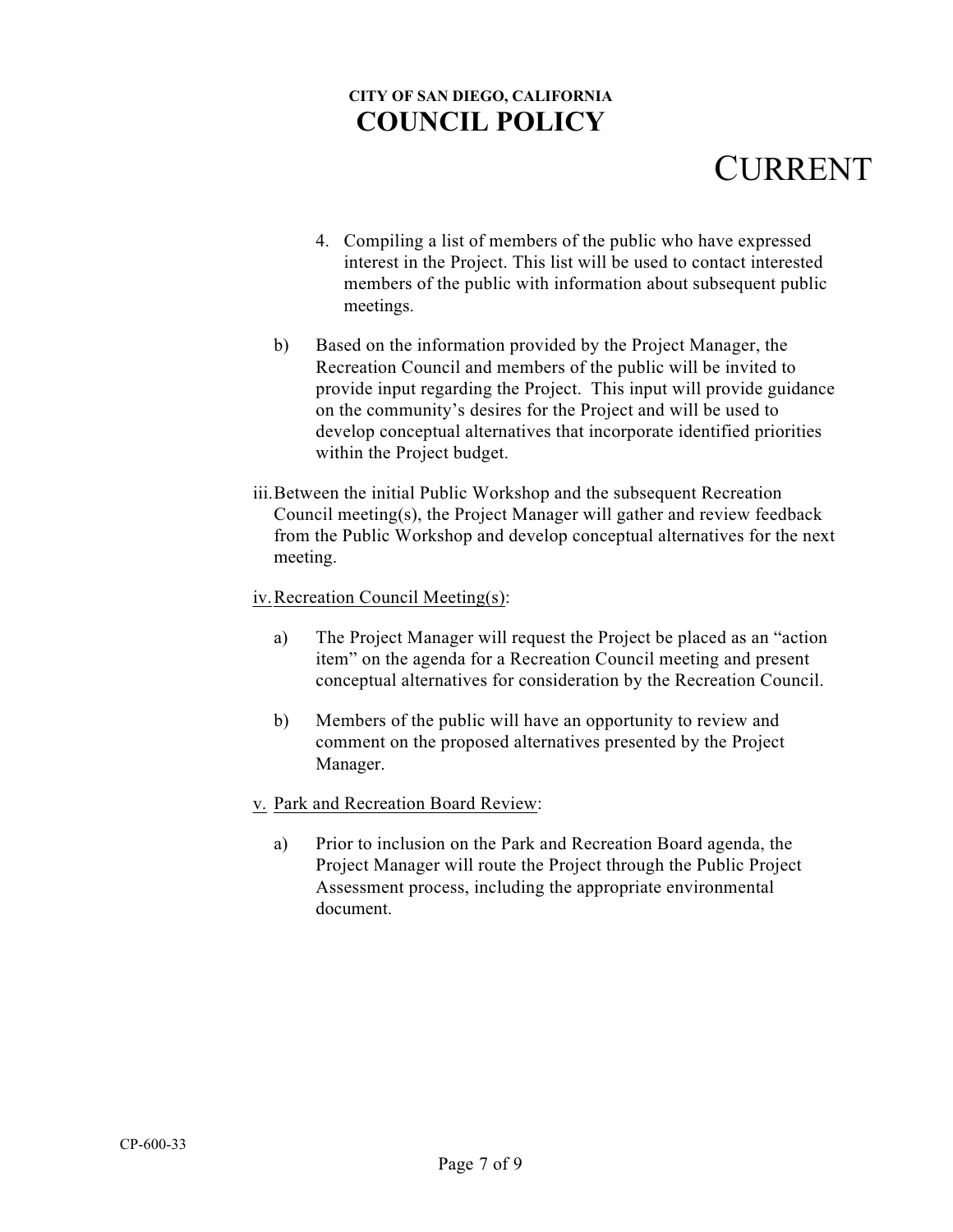4. Compiling a list of members of the public who have expressed interest in the Project. This list will be used to contact interested members of the public with information about subsequent public meetings.

b) Based on the information provided by the Project Manager, the Recreation Council and members of the public will be invited to provide input regarding the Project. This input will provide guidance on the community's desires for the Project and will be used to develop conceptual alternatives that incorporate identified priorities within the Project budget.

iii. Between the initial Public Workshop and the subsequent Recreation Council meeting(s), the Project Manager will gather and review feedback from the Public Workshop and develop conceptual alternatives for the next meeting.

iv. <u>Recreation Council Meeting(s)</u>:

a) The Project Manager will request the Project be placed as an "action item" on the agenda for a Recreation Council meeting and present conceptual alternatives for consideration by the Recreation Council.

b) Members of the public will have an opportunity to review and comment on the proposed alternatives presented by the Project Manager.

v. <u>Park and Recreation Board Review</u>:

a) Prior to inclusion on the Park and Recreation Board agenda, the Project Manager will route the Project through the Public Project Assessment process, including the appropriate environmental document.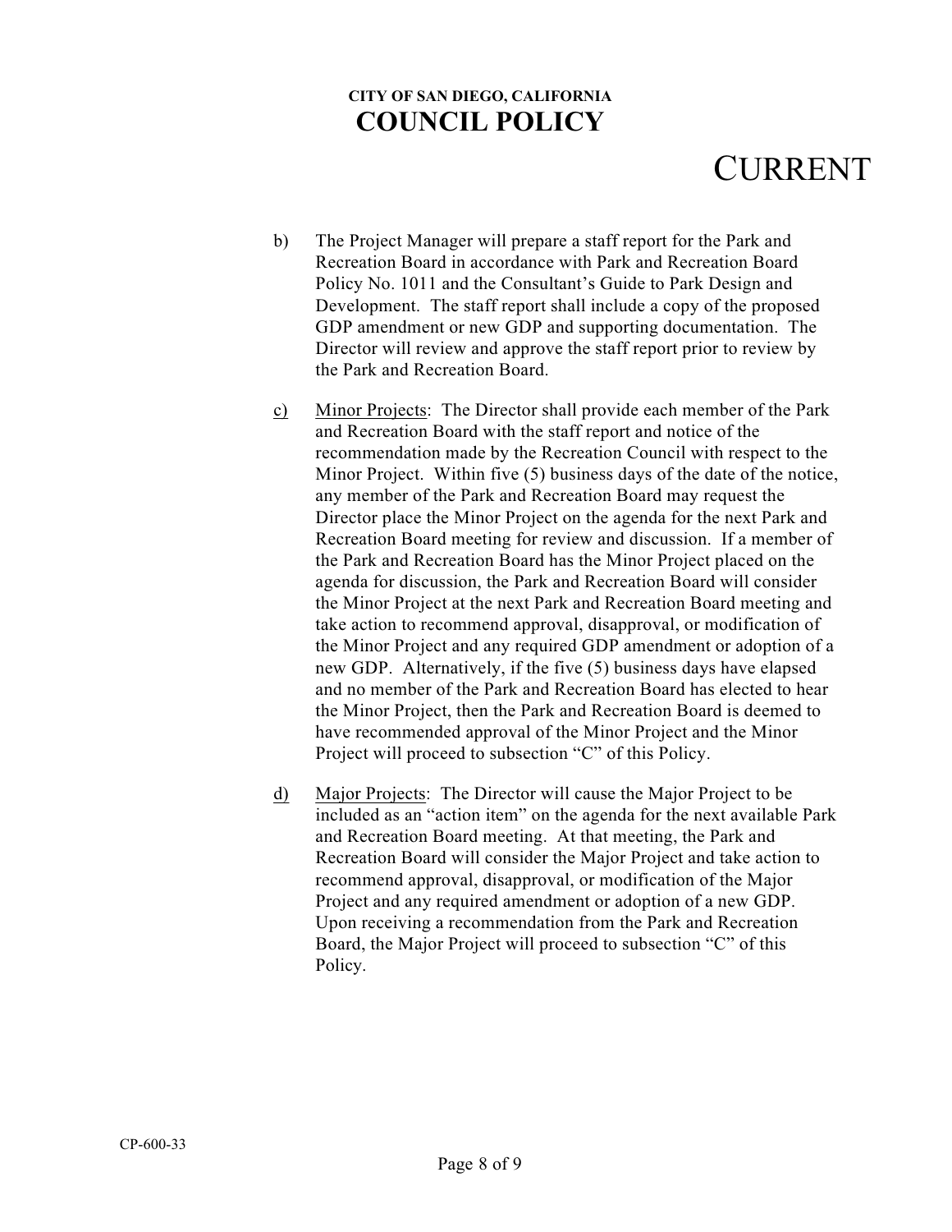b) The Project Manager will prepare a staff report for the Park and Recreation Board in accordance with Park and Recreation Board Policy No. 1011 and the Consultant's Guide to Park Design and Development. The staff report shall include a copy of the proposed GDP amendment or new GDP and supporting documentation. The Director will review and approve the staff report prior to review by the Park and Recreation Board.

c) Minor Projects: The Director shall provide each member of the Park and Recreation Board with the staff report and notice of the recommendation made by the Recreation Council with respect to the Minor Project. Within five (5) business days of the date of the notice, any member of the Park and Recreation Board may request the Director place the Minor Project on the agenda for the next Park and Recreation Board meeting for review and discussion. If a member of the Park and Recreation Board has the Minor Project placed on the agenda for discussion, the Park and Recreation Board will consider the Minor Project at the next Park and Recreation Board meeting and take action to recommend approval, disapproval, or modification of the Minor Project and any required GDP amendment or adoption of a new GDP. Alternatively, if the five (5) business days have elapsed and no member of the Park and Recreation Board has elected to hear the Minor Project, then the Park and Recreation Board is deemed to have recommended approval of the Minor Project and the Minor Project will proceed to subsection "C" of this Policy.

d) Major Projects: The Director will cause the Major Project to be included as an "action item" on the agenda for the next available Park and Recreation Board meeting. At that meeting, the Park and Recreation Board will consider the Major Project and take action to recommend approval, disapproval, or modification of the Major Project and any required amendment or adoption of a new GDP. Upon receiving a recommendation from the Park and Recreation Board, the Major Project will proceed to subsection "C" of this Policy.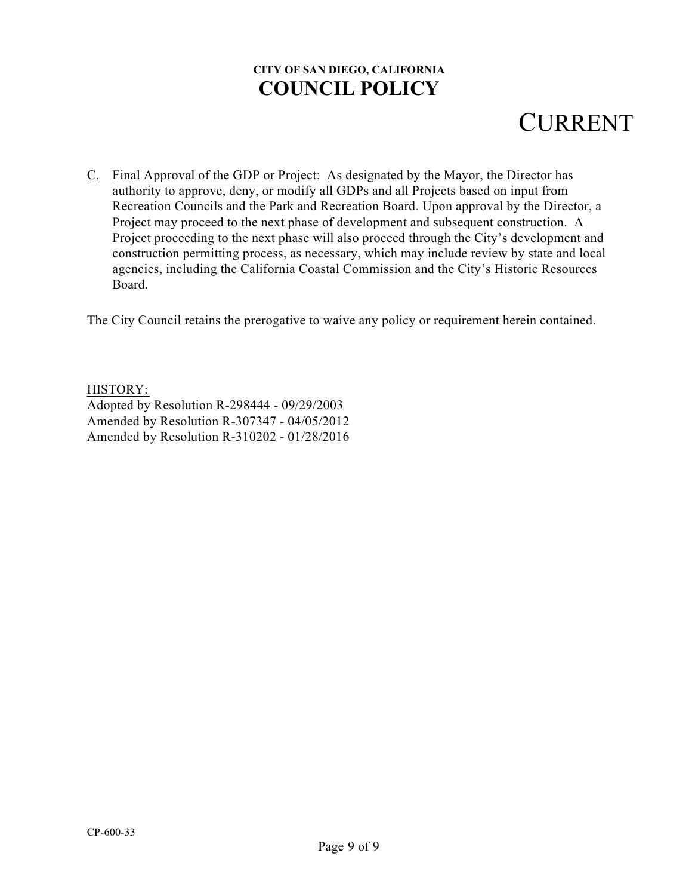C. Final Approval of the GDP or Project: As designated by the Mayor, the Director has authority to approve, deny, or modify all GDPs and all Projects based on input from Recreation Councils and the Park and Recreation Board. Upon approval by the Director, a Project may proceed to the next phase of development and subsequent construction. A Project proceeding to the next phase will also proceed through the City's development and construction permitting process, as necessary, which may include review by state and local agencies, including the California Coastal Commission and the City's Historic Resources Board.

The City Council retains the prerogative to waive any policy or requirement herein contained.

HISTORY:

Adopted by Resolution R-298444 - 09/29/2003
Amended by Resolution R-307347 - 04/05/2012
Amended by Resolution R-310202 - 01/28/2016